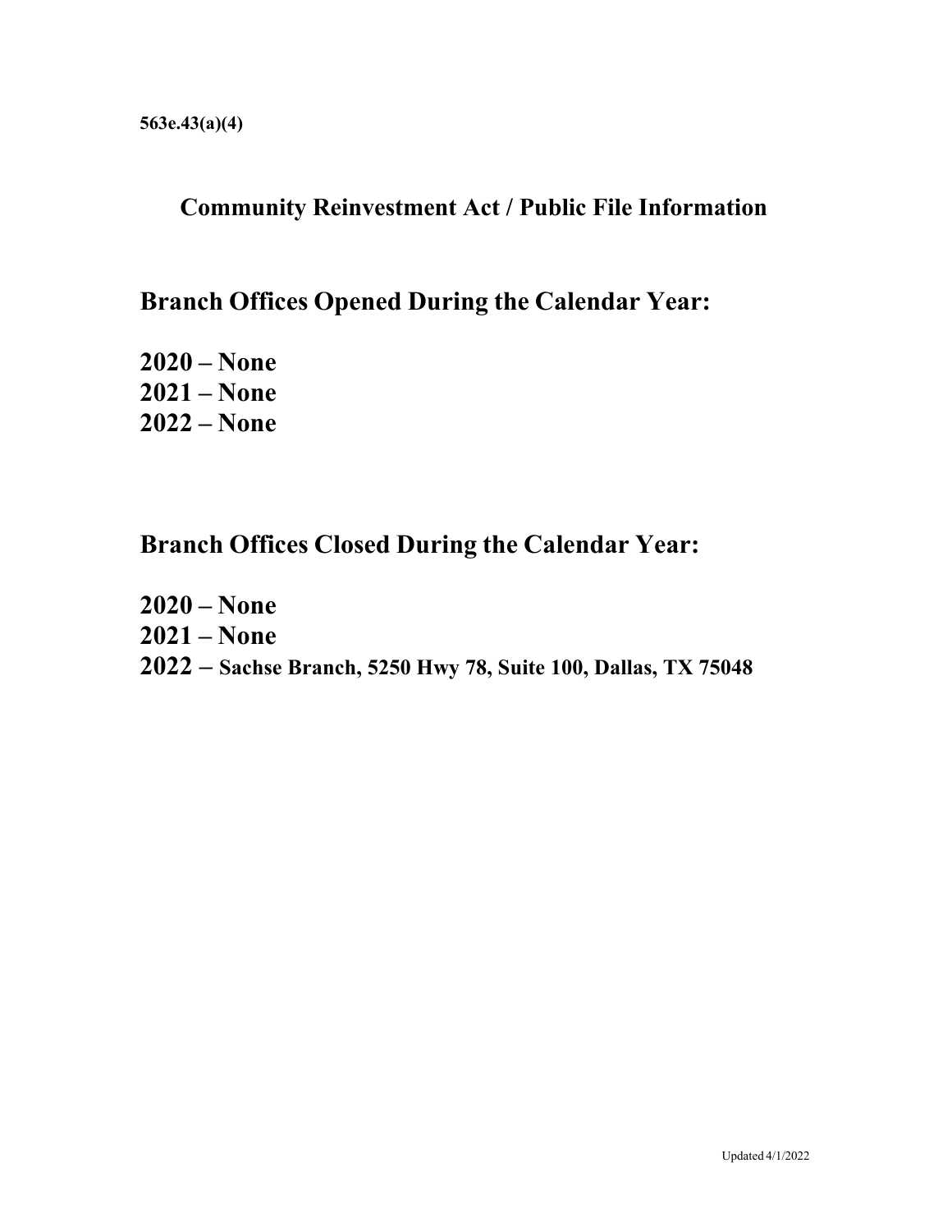**563e.43(a)(4)**

# Community Reinvestment Act / Public File Information

## Branch Offices Opened During the Calendar Year:

**2020 – None**
**2021 – None**
**2022 – None**

## Branch Offices Closed During the Calendar Year:

**2020 – None**
**2021 – None**
**2022 – Sachse Branch, 5250 Hwy 78, Suite 100, Dallas, TX 75048**

Updated 4/1/2022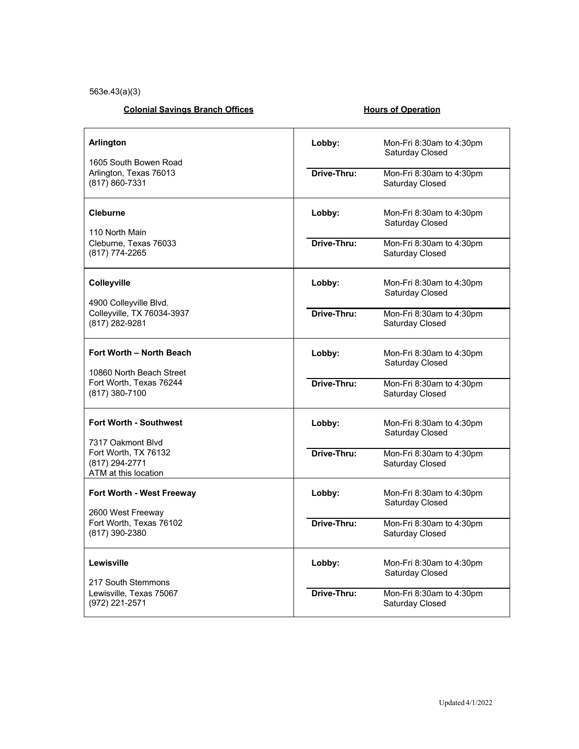563e.43(a)(3)

| Colonial Savings Branch Offices | Hours of Operation | |
|---|---|---|
| **Arlington**<br>1605 South Bowen Road<br>Arlington, Texas 76013<br>(817) 860-7331 | **Lobby:** | Mon-Fri 8:30am to 4:30pm<br>Saturday Closed |
| | **Drive-Thru:** | Mon-Fri 8:30am to 4:30pm<br>Saturday Closed |
| **Cleburne**<br>110 North Main<br>Cleburne, Texas 76033<br>(817) 774-2265 | **Lobby:** | Mon-Fri 8:30am to 4:30pm<br>Saturday Closed |
| | **Drive-Thru:** | Mon-Fri 8:30am to 4:30pm<br>Saturday Closed |
| **Colleyville**<br>4900 Colleyville Blvd.<br>Colleyville, TX 76034-3937<br>(817) 282-9281 | **Lobby:** | Mon-Fri 8:30am to 4:30pm<br>Saturday Closed |
| | **Drive-Thru:** | Mon-Fri 8:30am to 4:30pm<br>Saturday Closed |
| **Fort Worth – North Beach**<br>10860 North Beach Street<br>Fort Worth, Texas 76244<br>(817) 380-7100 | **Lobby:** | Mon-Fri 8:30am to 4:30pm<br>Saturday Closed |
| | **Drive-Thru:** | Mon-Fri 8:30am to 4:30pm<br>Saturday Closed |
| **Fort Worth - Southwest**<br>7317 Oakmont Blvd<br>Fort Worth, TX 76132<br>(817) 294-2771<br>ATM at this location | **Lobby:** | Mon-Fri 8:30am to 4:30pm<br>Saturday Closed |
| | **Drive-Thru:** | Mon-Fri 8:30am to 4:30pm<br>Saturday Closed |
| **Fort Worth - West Freeway**<br>2600 West Freeway<br>Fort Worth, Texas 76102<br>(817) 390-2380 | **Lobby:** | Mon-Fri 8:30am to 4:30pm<br>Saturday Closed |
| | **Drive-Thru:** | Mon-Fri 8:30am to 4:30pm<br>Saturday Closed |
| **Lewisville**<br>217 South Stemmons<br>Lewisville, Texas 75067<br>(972) 221-2571 | **Lobby:** | Mon-Fri 8:30am to 4:30pm<br>Saturday Closed |
| | **Drive-Thru:** | Mon-Fri 8:30am to 4:30pm<br>Saturday Closed |

Updated 4/1/2022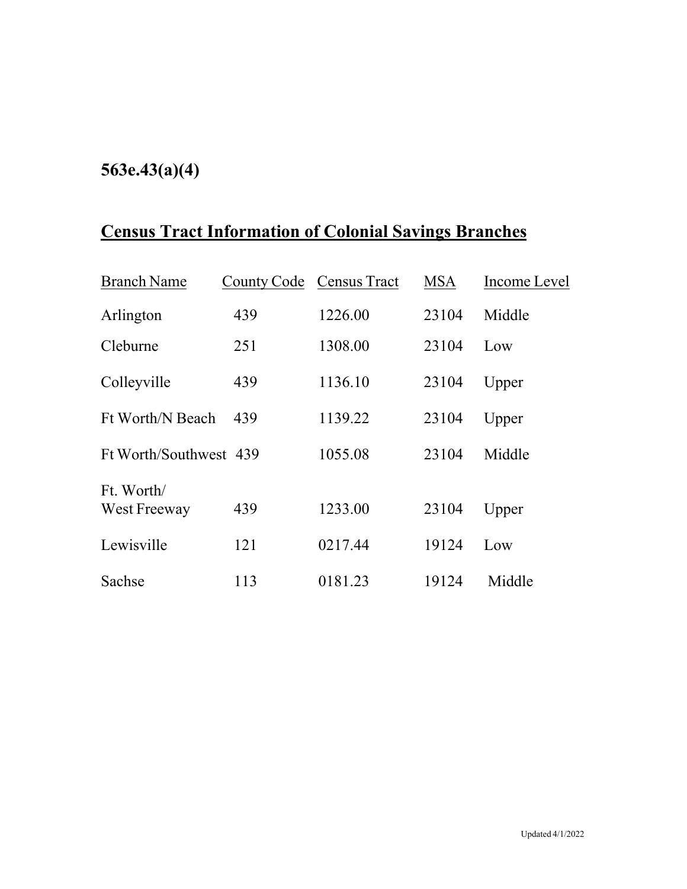**563e.43(a)(4)**

## Census Tract Information of Colonial Savings Branches

| Branch Name | County Code | Census Tract | MSA | Income Level |
|---|---|---|---|---|
| Arlington | 439 | 1226.00 | 23104 | Middle |
| Cleburne | 251 | 1308.00 | 23104 | Low |
| Colleyville | 439 | 1136.10 | 23104 | Upper |
| Ft Worth/N Beach | 439 | 1139.22 | 23104 | Upper |
| Ft Worth/Southwest | 439 | 1055.08 | 23104 | Middle |
| Ft. Worth/ West Freeway | 439 | 1233.00 | 23104 | Upper |
| Lewisville | 121 | 0217.44 | 19124 | Low |
| Sachse | 113 | 0181.23 | 19124 | Middle |

Updated 4/1/2022